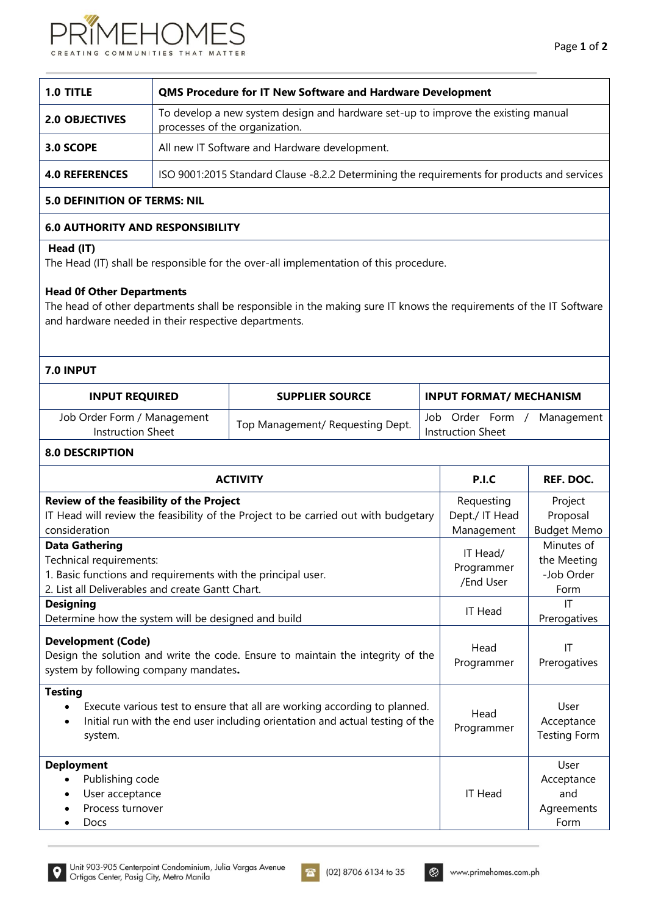| **1.0 TITLE** | **QMS Procedure for IT New Software and Hardware Development** |
|---|---|
| **2.0 OBJECTIVES** | To develop a new system design and hardware set-up to improve the existing manual processes of the organization. |
| **3.0 SCOPE** | All new IT Software and Hardware development. |
| **4.0 REFERENCES** | ISO 9001:2015 Standard Clause -8.2.2 Determining the requirements for products and services |

**5.0 DEFINITION OF TERMS: NIL**

**6.0 AUTHORITY AND RESPONSIBILITY**

**Head (IT)**
The Head (IT) shall be responsible for the over-all implementation of this procedure.

**Head 0f Other Departments**
The head of other departments shall be responsible in the making sure IT knows the requirements of the IT Software and hardware needed in their respective departments.

**7.0 INPUT**

| INPUT REQUIRED | SUPPLIER SOURCE | INPUT FORMAT/ MECHANISM |
|---|---|---|
| Job Order Form / Management Instruction Sheet | Top Management/ Requesting Dept. | Job Order Form / Management Instruction Sheet |

**8.0 DESCRIPTION**

| ACTIVITY | P.I.C | REF. DOC. |
|---|---|---|
| **Review of the feasibility of the Project**<br>IT Head will review the feasibility of the Project to be carried out with budgetary consideration | Requesting Dept./ IT Head Management | Project Proposal Budget Memo |
| **Data Gathering**<br>Technical requirements:<br>1. Basic functions and requirements with the principal user.<br>2. List all Deliverables and create Gantt Chart. | IT Head/ Programmer /End User | Minutes of the Meeting -Job Order Form |
| **Designing**<br>Determine how the system will be designed and build | IT Head | IT Prerogatives |
| **Development (Code)**<br>Design the solution and write the code. Ensure to maintain the integrity of the system by following company mandates**.** | Head Programmer | IT Prerogatives |
| **Testing**<br>• Execute various test to ensure that all are working according to planned.<br>• Initial run with the end user including orientation and actual testing of the system. | Head Programmer | User Acceptance Testing Form |
| **Deployment**<br>• Publishing code<br>• User acceptance<br>• Process turnover<br>• Docs | IT Head | User Acceptance and Agreements Form |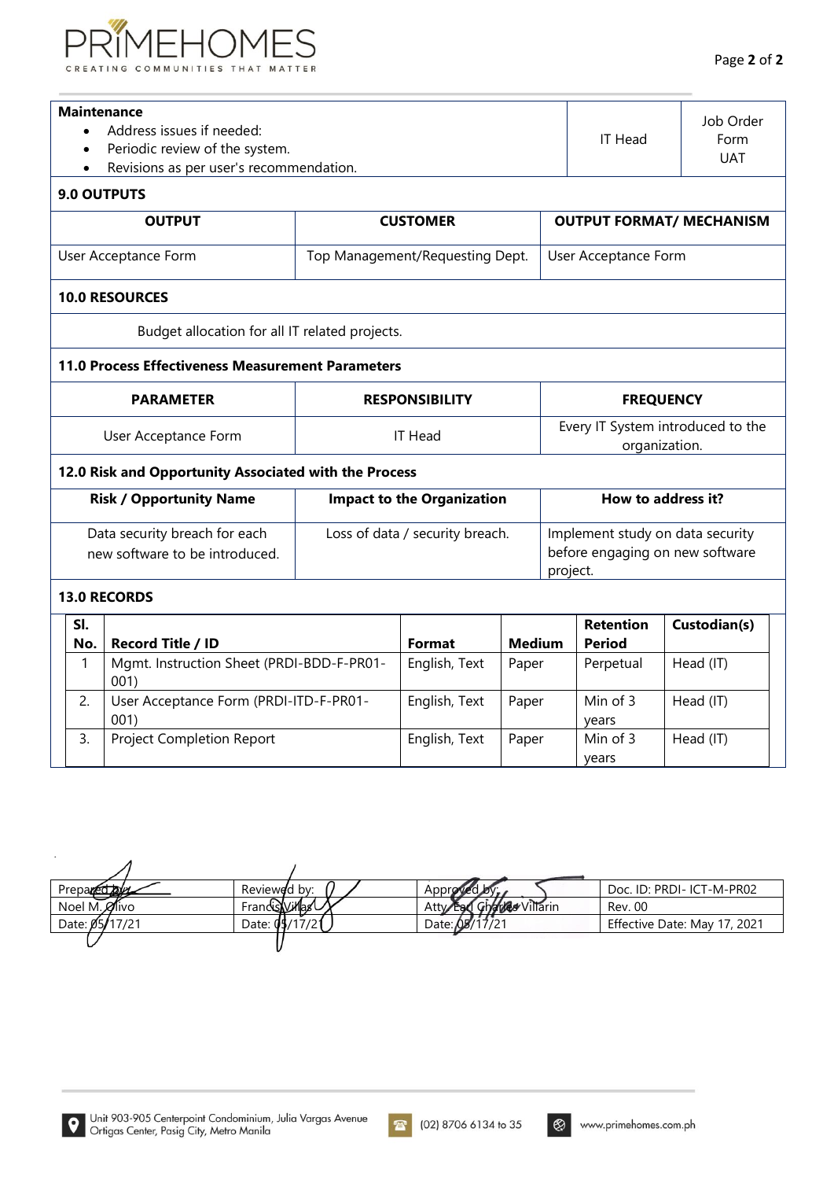| | | |
|---|---|---|
| **Maintenance**<br>• Address issues if needed:<br>• Periodic review of the system.<br>• Revisions as per user's recommendation. | IT Head | Job Order Form<br>UAT |

## 9.0 OUTPUTS

| OUTPUT | CUSTOMER | OUTPUT FORMAT/ MECHANISM |
|---|---|---|
| User Acceptance Form | Top Management/Requesting Dept. | User Acceptance Form |

## 10.0 RESOURCES

Budget allocation for all IT related projects.

## 11.0 Process Effectiveness Measurement Parameters

| PARAMETER | RESPONSIBILITY | FREQUENCY |
|---|---|---|
| User Acceptance Form | IT Head | Every IT System introduced to the organization. |

## 12.0 Risk and Opportunity Associated with the Process

| Risk / Opportunity Name | Impact to the Organization | How to address it? |
|---|---|---|
| Data security breach for each new software to be introduced. | Loss of data / security breach. | Implement study on data security before engaging on new software project. |

## 13.0 RECORDS

| Sl. No. | Record Title / ID | Format | Medium | Retention Period | Custodian(s) |
|---|---|---|---|---|---|
| 1 | Mgmt. Instruction Sheet (PRDI-BDD-F-PR01-001) | English, Text | Paper | Perpetual | Head (IT) |
| 2. | User Acceptance Form (PRDI-ITD-F-PR01-001) | English, Text | Paper | Min of 3 years | Head (IT) |
| 3. | Project Completion Report | English, Text | Paper | Min of 3 years | Head (IT) |

| | | | |
|---|---|---|---|
| Prepared by: | Reviewed by: | Approved by: | Doc. ID: PRDI- ICT-M-PR02 |
| Noel M. Olivo | Francis Villas | Atty. Earl Charles Villarin | Rev. 00 |
| Date: 05/17/21 | Date: 05/17/21 | Date: 05/17/21 | Effective Date: May 17, 2021 |